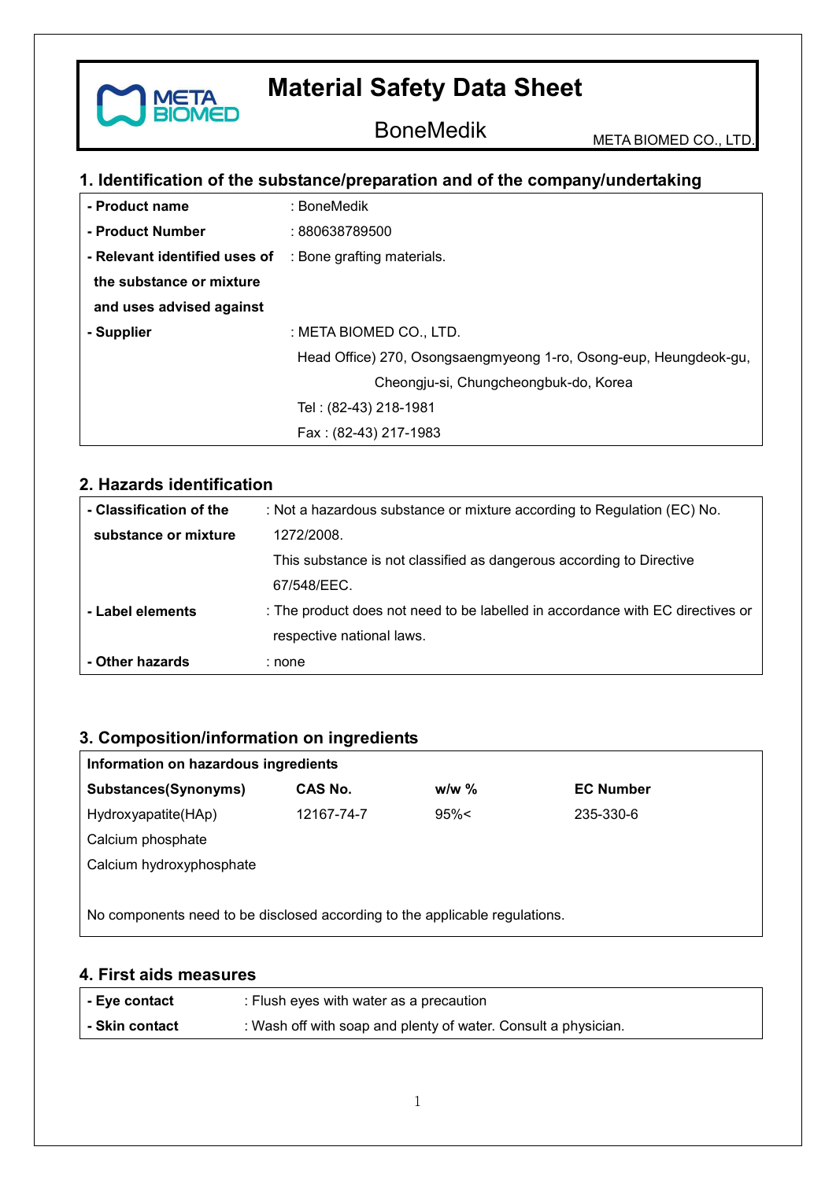# Material Safety Data Sheet

BoneMedik

META BIOMED CO., LTD.

## 1. Identification of the substance/preparation and of the company/undertaking

| | |
|---|---|
| **- Product name** | : BoneMedik |
| **- Product Number** | : 880638789500 |
| **- Relevant identified uses of the substance or mixture and uses advised against** | : Bone grafting materials. |
| **- Supplier** | : META BIOMED CO., LTD.<br>Head Office) 270, Osongsaengmyeong 1-ro, Osong-eup, Heungdeok-gu, Cheongju-si, Chungcheongbuk-do, Korea<br>Tel : (82-43) 218-1981<br>Fax : (82-43) 217-1983 |

## 2. Hazards identification

| | |
|---|---|
| **- Classification of the substance or mixture** | : Not a hazardous substance or mixture according to Regulation (EC) No. 1272/2008.<br>This substance is not classified as dangerous according to Directive 67/548/EEC. |
| **- Label elements** | : The product does not need to be labelled in accordance with EC directives or respective national laws. |
| **- Other hazards** | : none |

## 3. Composition/information on ingredients

**Information on hazardous ingredients**

| **Substances(Synonyms)** | **CAS No.** | **w/w %** | **EC Number** |
|---|---|---|---|
| Hydroxyapatite(HAp)<br>Calcium phosphate<br>Calcium hydroxyphosphate | 12167-74-7 | 95%< | 235-330-6 |

No components need to be disclosed according to the applicable regulations.

## 4. First aids measures

| | |
|---|---|
| **- Eye contact** | : Flush eyes with water as a precaution |
| **- Skin contact** | : Wash off with soap and plenty of water. Consult a physician. |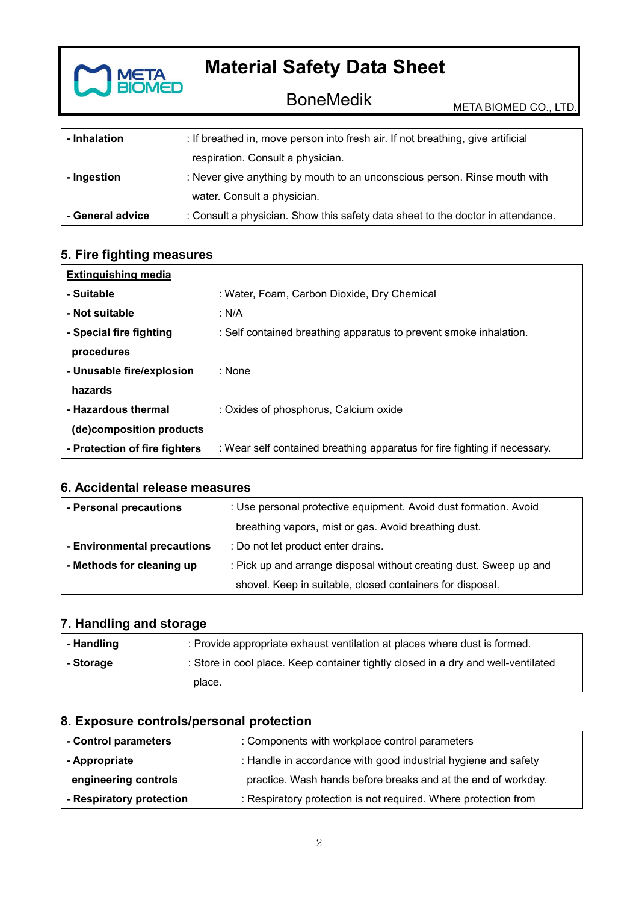| | |
|---|---|
| **- Inhalation** | : If breathed in, move person into fresh air. If not breathing, give artificial respiration. Consult a physician. |
| **- Ingestion** | : Never give anything by mouth to an unconscious person. Rinse mouth with water. Consult a physician. |
| **- General advice** | : Consult a physician. Show this safety data sheet to the doctor in attendance. |

## 5. Fire fighting measures

| | |
|---|---|
| **Extinguishing media** | |
| **- Suitable** | : Water, Foam, Carbon Dioxide, Dry Chemical |
| **- Not suitable** | : N/A |
| **- Special fire fighting procedures** | : Self contained breathing apparatus to prevent smoke inhalation. |
| **- Unusable fire/explosion hazards** | : None |
| **- Hazardous thermal (de)composition products** | : Oxides of phosphorus, Calcium oxide |
| **- Protection of fire fighters** | : Wear self contained breathing apparatus for fire fighting if necessary. |

## 6. Accidental release measures

| | |
|---|---|
| **- Personal precautions** | : Use personal protective equipment. Avoid dust formation. Avoid breathing vapors, mist or gas. Avoid breathing dust. |
| **- Environmental precautions** | : Do not let product enter drains. |
| **- Methods for cleaning up** | : Pick up and arrange disposal without creating dust. Sweep up and shovel. Keep in suitable, closed containers for disposal. |

## 7. Handling and storage

| | |
|---|---|
| **- Handling** | : Provide appropriate exhaust ventilation at places where dust is formed. |
| **- Storage** | : Store in cool place. Keep container tightly closed in a dry and well-ventilated place. |

## 8. Exposure controls/personal protection

| | |
|---|---|
| **- Control parameters** | : Components with workplace control parameters |
| **- Appropriate engineering controls** | : Handle in accordance with good industrial hygiene and safety practice. Wash hands before breaks and at the end of workday. |
| **- Respiratory protection** | : Respiratory protection is not required. Where protection from |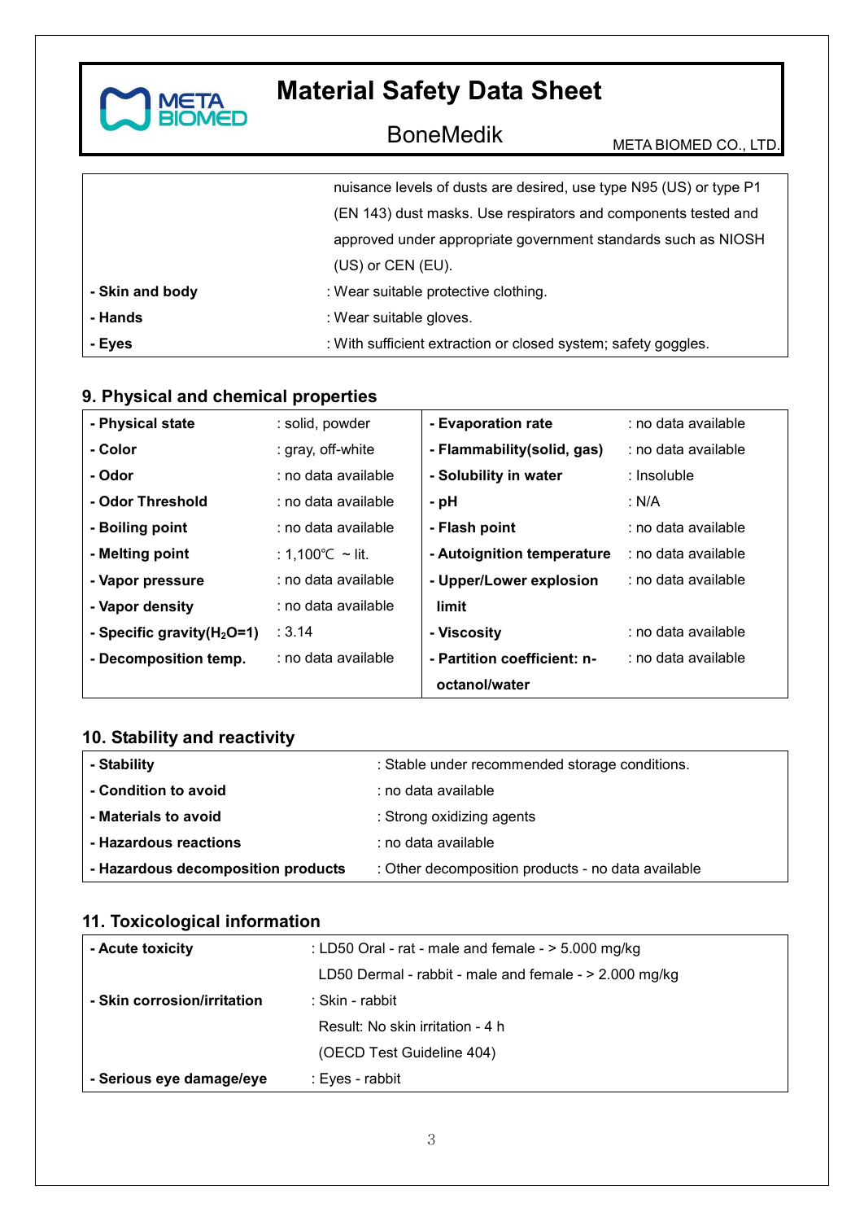| | |
|---|---|
| | nuisance levels of dusts are desired, use type N95 (US) or type P1 (EN 143) dust masks. Use respirators and components tested and approved under appropriate government standards such as NIOSH (US) or CEN (EU). |
| **- Skin and body** | : Wear suitable protective clothing. |
| **- Hands** | : Wear suitable gloves. |
| **- Eyes** | : With sufficient extraction or closed system; safety goggles. |

## 9. Physical and chemical properties

| | | | |
|---|---|---|---|
| **- Physical state** | : solid, powder | **- Evaporation rate** | : no data available |
| **- Color** | : gray, off-white | **- Flammability(solid, gas)** | : no data available |
| **- Odor** | : no data available | **- Solubility in water** | : Insoluble |
| **- Odor Threshold** | : no data available | **- pH** | : N/A |
| **- Boiling point** | : no data available | **- Flash point** | : no data available |
| **- Melting point** | : 1,100℃ ~ lit. | **- Autoignition temperature** | : no data available |
| **- Vapor pressure** | : no data available | **- Upper/Lower explosion limit** | : no data available |
| **- Vapor density** | : no data available | | |
| **- Specific gravity($H_2O$=1)** | : 3.14 | **- Viscosity** | : no data available |
| **- Decomposition temp.** | : no data available | **- Partition coefficient: n-octanol/water** | : no data available |

## 10. Stability and reactivity

| | |
|---|---|
| **- Stability** | : Stable under recommended storage conditions. |
| **- Condition to avoid** | : no data available |
| **- Materials to avoid** | : Strong oxidizing agents |
| **- Hazardous reactions** | : no data available |
| **- Hazardous decomposition products** | : Other decomposition products - no data available |

## 11. Toxicological information

| | |
|---|---|
| **- Acute toxicity** | : LD50 Oral - rat - male and female - > 5.000 mg/kg |
| | LD50 Dermal - rabbit - male and female - > 2.000 mg/kg |
| **- Skin corrosion/irritation** | : Skin - rabbit |
| | Result: No skin irritation - 4 h |
| | (OECD Test Guideline 404) |
| **- Serious eye damage/eye** | : Eyes - rabbit |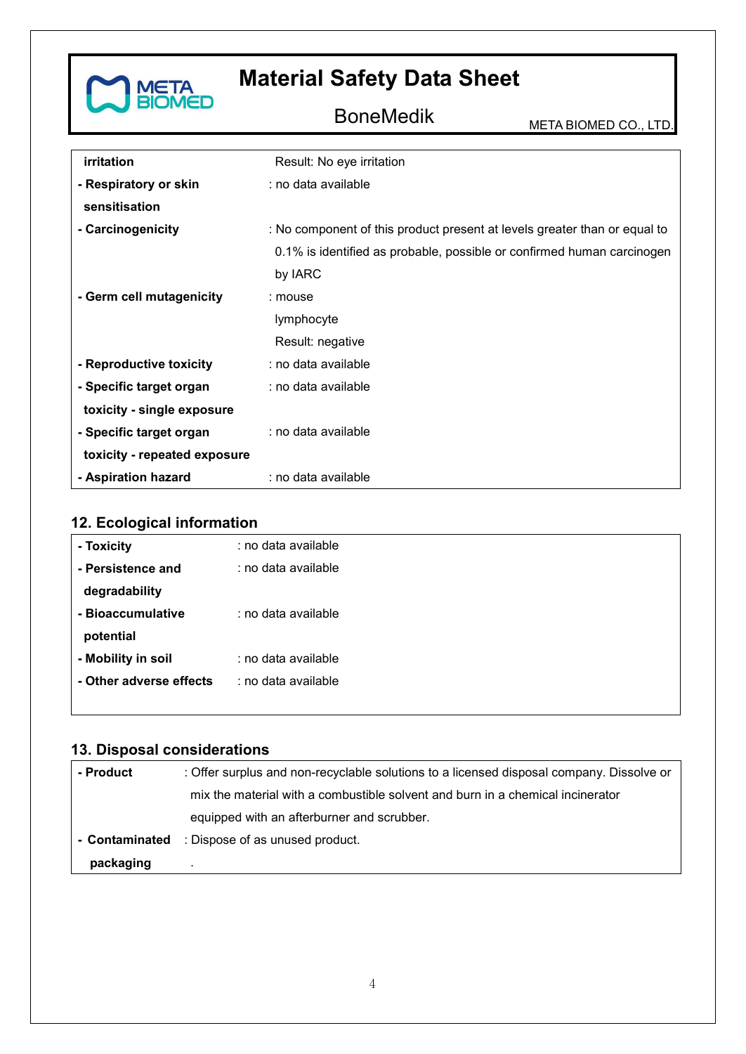| | |
|---|---|
| irritation | Result: No eye irritation |
| - Respiratory or skin sensitisation | : no data available |
| - Carcinogenicity | : No component of this product present at levels greater than or equal to 0.1% is identified as probable, possible or confirmed human carcinogen by IARC |
| - Germ cell mutagenicity | : mouse<br>lymphocyte<br>Result: negative |
| - Reproductive toxicity | : no data available |
| - Specific target organ toxicity - single exposure | : no data available |
| - Specific target organ toxicity - repeated exposure | : no data available |
| - Aspiration hazard | : no data available |

## 12. Ecological information

| | |
|---|---|
| - Toxicity | : no data available |
| - Persistence and degradability | : no data available |
| - Bioaccumulative potential | : no data available |
| - Mobility in soil | : no data available |
| - Other adverse effects | : no data available |

## 13. Disposal considerations

| | |
|---|---|
| - Product | : Offer surplus and non-recyclable solutions to a licensed disposal company. Dissolve or mix the material with a combustible solvent and burn in a chemical incinerator equipped with an afterburner and scrubber. |
| - Contaminated packaging | : Dispose of as unused product. |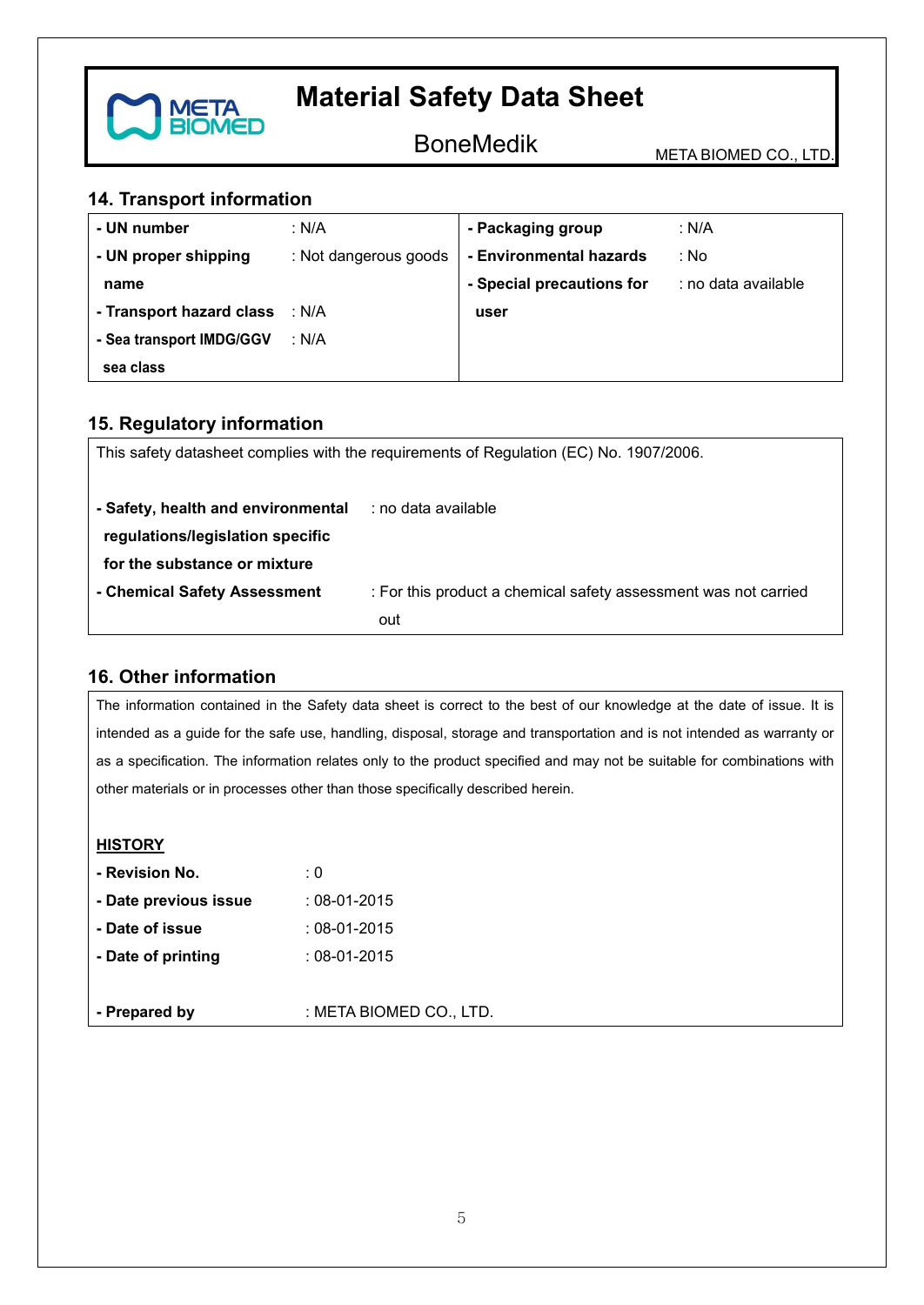## 14. Transport information

| | | | |
|---|---|---|---|
| **- UN number** | : N/A | **- Packaging group** | : N/A |
| **- UN proper shipping name** | : Not dangerous goods | **- Environmental hazards** | : No |
| **- Transport hazard class** | : N/A | **- Special precautions for user** | : no data available |
| **- Sea transport IMDG/GGV sea class** | : N/A | | |

## 15. Regulatory information

This safety datasheet complies with the requirements of Regulation (EC) No. 1907/2006.

| | |
|---|---|
| **- Safety, health and environmental regulations/legislation specific for the substance or mixture** | : no data available |
| **- Chemical Safety Assessment** | : For this product a chemical safety assessment was not carried out |

## 16. Other information

The information contained in the Safety data sheet is correct to the best of our knowledge at the date of issue. It is intended as a guide for the safe use, handling, disposal, storage and transportation and is not intended as warranty or as a specification. The information relates only to the product specified and may not be suitable for combinations with other materials or in processes other than those specifically described herein.

**HISTORY**

| | |
|---|---|
| **- Revision No.** | : 0 |
| **- Date previous issue** | : 08-01-2015 |
| **- Date of issue** | : 08-01-2015 |
| **- Date of printing** | : 08-01-2015 |
| **- Prepared by** | : META BIOMED CO., LTD. |